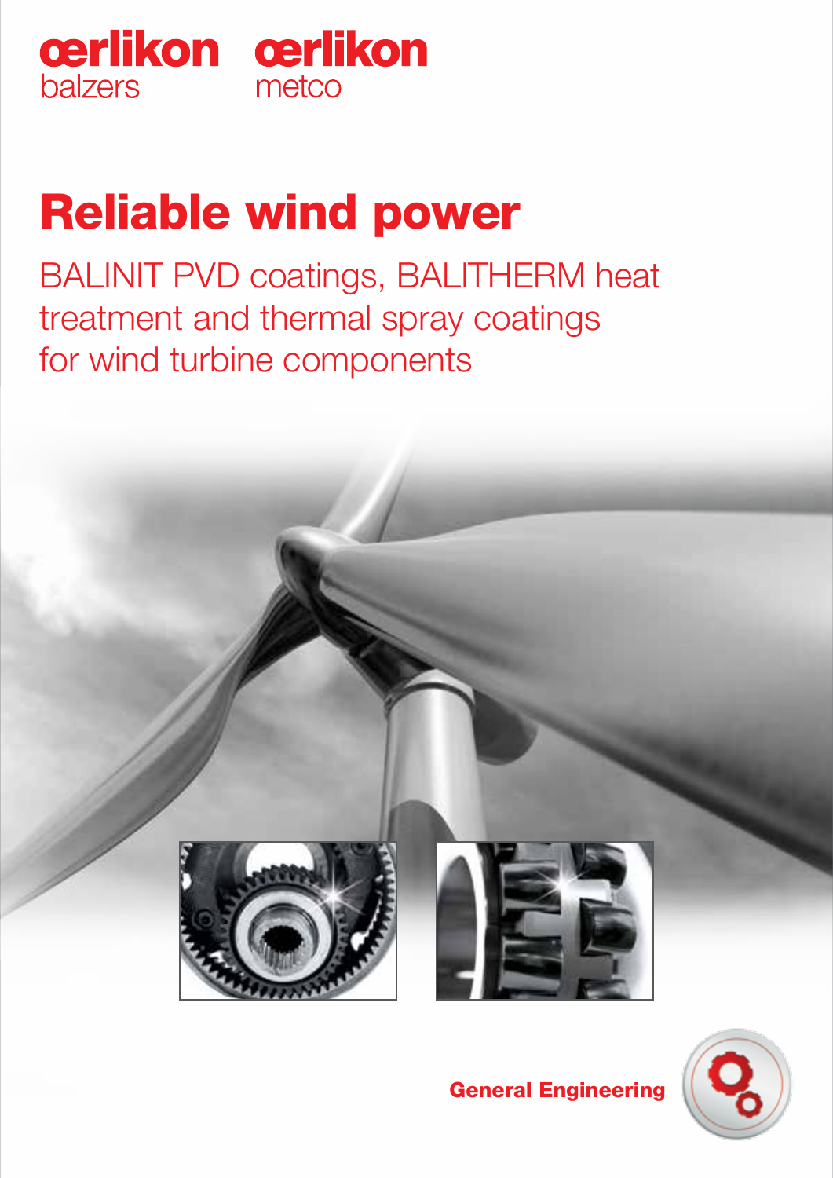oerlikon balzers

oerlikon metco

# Reliable wind power

## BALINIT PVD coatings, BALITHERM heat treatment and thermal spray coatings for wind turbine components

General Engineering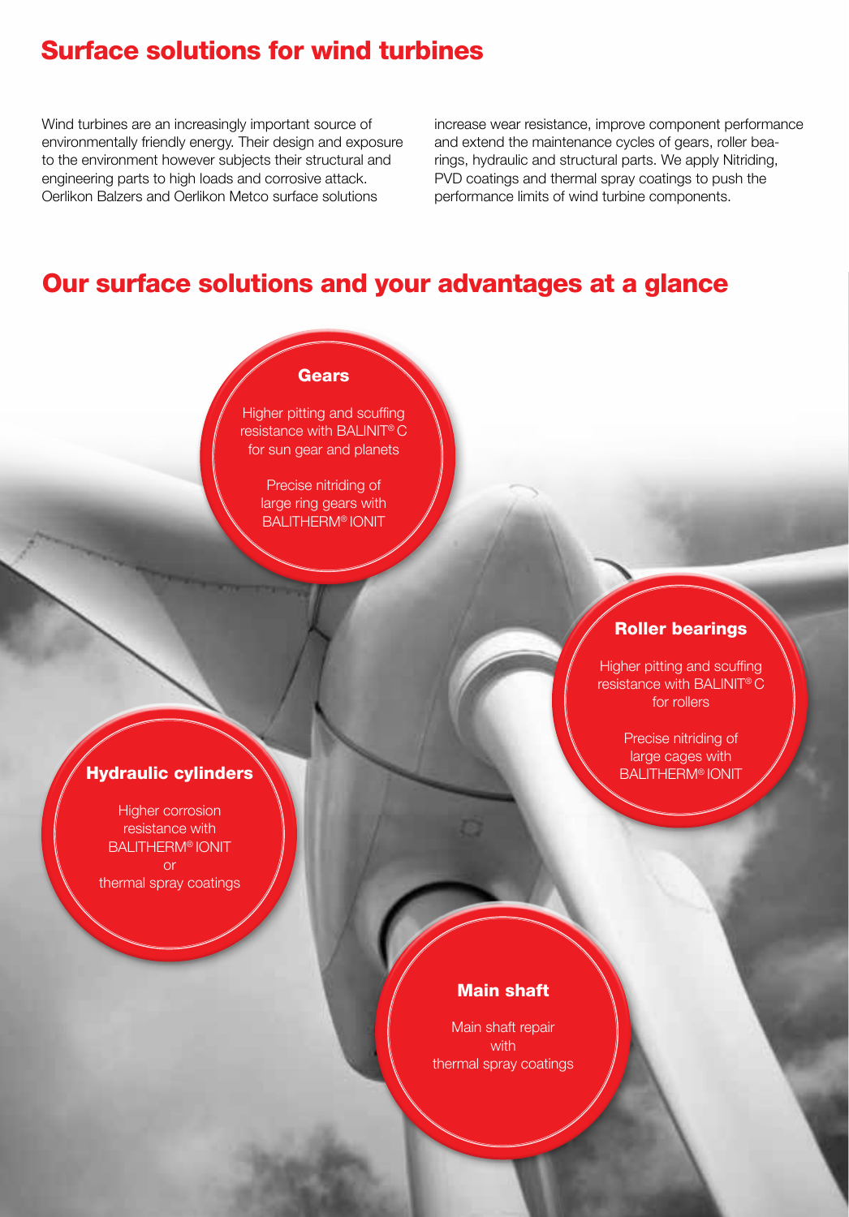# Surface solutions for wind turbines

Wind turbines are an increasingly important source of environmentally friendly energy. Their design and exposure to the environment however subjects their structural and engineering parts to high loads and corrosive attack. Oerlikon Balzers and Oerlikon Metco surface solutions increase wear resistance, improve component performance and extend the maintenance cycles of gears, roller bearings, hydraulic and structural parts. We apply Nitriding, PVD coatings and thermal spray coatings to push the performance limits of wind turbine components.

## Our surface solutions and your advantages at a glance

### Gears

Higher pitting and scuffing resistance with BALINIT® C for sun gear and planets

Precise nitriding of large ring gears with BALITHERM® IONIT

### Roller bearings

Higher pitting and scuffing resistance with BALINIT® C for rollers

Precise nitriding of large cages with BALITHERM® IONIT

### Hydraulic cylinders

Higher corrosion resistance with BALITHERM® IONIT or thermal spray coatings

### Main shaft

Main shaft repair with thermal spray coatings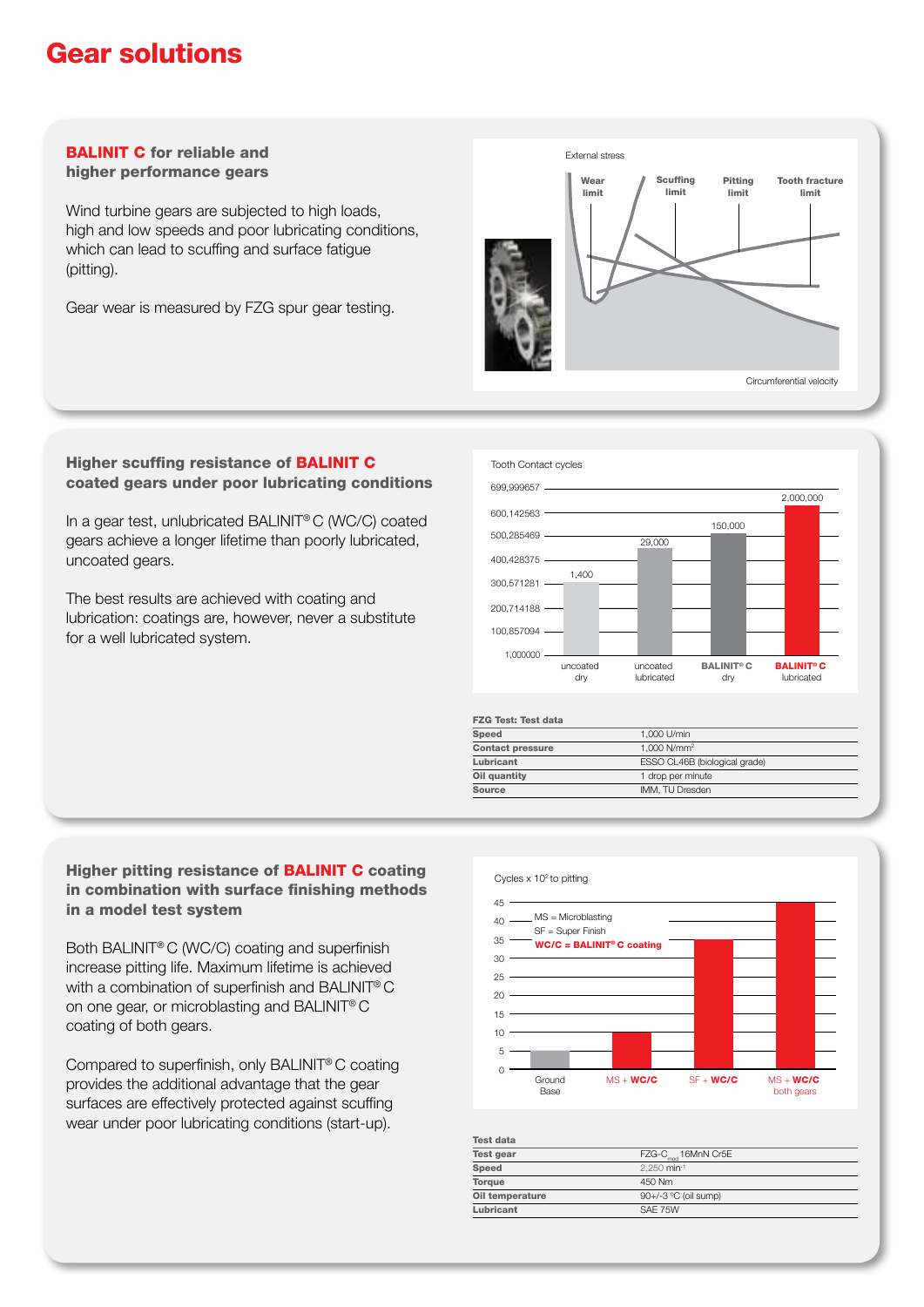# Gear solutions

## BALINIT C for reliable and higher performance gears

Wind turbine gears are subjected to high loads, high and low speeds and poor lubricating conditions, which can lead to scuffing and surface fatigue (pitting).

Gear wear is measured by FZG spur gear testing.

External stress

Wear limit | Scuffing limit | Pitting limit | Tooth fracture limit

Circumferential velocity

## Higher scuffing resistance of BALINIT C coated gears under poor lubricating conditions

In a gear test, unlubricated BALINIT® C (WC/C) coated gears achieve a longer lifetime than poorly lubricated, uncoated gears.

The best results are achieved with coating and lubrication: coatings are, however, never a substitute for a well lubricated system.

Tooth Contact cycles

| | uncoated dry | uncoated lubricated | BALINIT® C dry | BALINIT® C lubricated |
|---|---|---|---|---|
| Tooth Contact cycles | 1,400 | 29,000 | 150,000 | 2,000,000 |

| FZG Test: Test data | |
|---|---|
| Speed | 1,000 U/min |
| Contact pressure | 1,000 N/mm² |
| Lubricant | ESSO CL46B (biological grade) |
| Oil quantity | 1 drop per minute |
| Source | IMM, TU Dresden |

## Higher pitting resistance of BALINIT C coating in combination with surface finishing methods in a model test system

Both BALINIT® C (WC/C) coating and superfinish increase pitting life. Maximum lifetime is achieved with a combination of superfinish and BALINIT® C on one gear, or microblasting and BALINIT® C coating of both gears.

Compared to superfinish, only BALINIT® C coating provides the additional advantage that the gear surfaces are effectively protected against scuffing wear under poor lubricating conditions (start-up).

Cycles x $10^6$ to pitting

MS = Microblasting
SF = Super Finish
WC/C = BALINIT® C coating

Ground Base | MS + WC/C | SF + WC/C | MS + WC/C both gears

| Test data | |
|---|---|
| Test gear | FZG-$C_{mod}$ 16MnN Cr5E |
| Speed | 2,250 $min^{-1}$ |
| Torque | 450 Nm |
| Oil temperature | 90+/-3 °C (oil sump) |
| Lubricant | SAE 75W |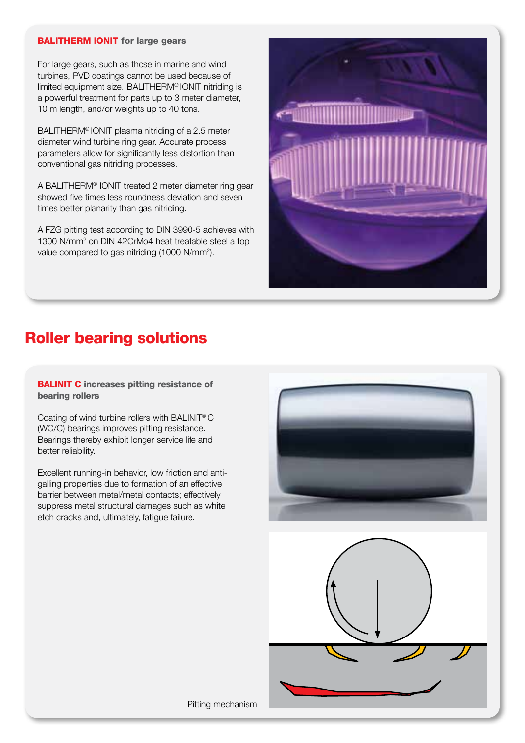**BALITHERM IONIT for large gears**

For large gears, such as those in marine and wind turbines, PVD coatings cannot be used because of limited equipment size. BALITHERM® IONIT nitriding is a powerful treatment for parts up to 3 meter diameter, 10 m length, and/or weights up to 40 tons.

BALITHERM® IONIT plasma nitriding of a 2.5 meter diameter wind turbine ring gear. Accurate process parameters allow for significantly less distortion than conventional gas nitriding processes.

A BALITHERM® IONIT treated 2 meter diameter ring gear showed five times less roundness deviation and seven times better planarity than gas nitriding.

A FZG pitting test according to DIN 3990-5 achieves with 1300 $N/mm^2$ on DIN 42CrMo4 heat treatable steel a top value compared to gas nitriding (1000 $N/mm^2$).

# Roller bearing solutions

**BALINIT C increases pitting resistance of bearing rollers**

Coating of wind turbine rollers with BALINIT® C (WC/C) bearings improves pitting resistance. Bearings thereby exhibit longer service life and better reliability.

Excellent running-in behavior, low friction and anti-galling properties due to formation of an effective barrier between metal/metal contacts; effectively suppress metal structural damages such as white etch cracks and, ultimately, fatigue failure.

Pitting mechanism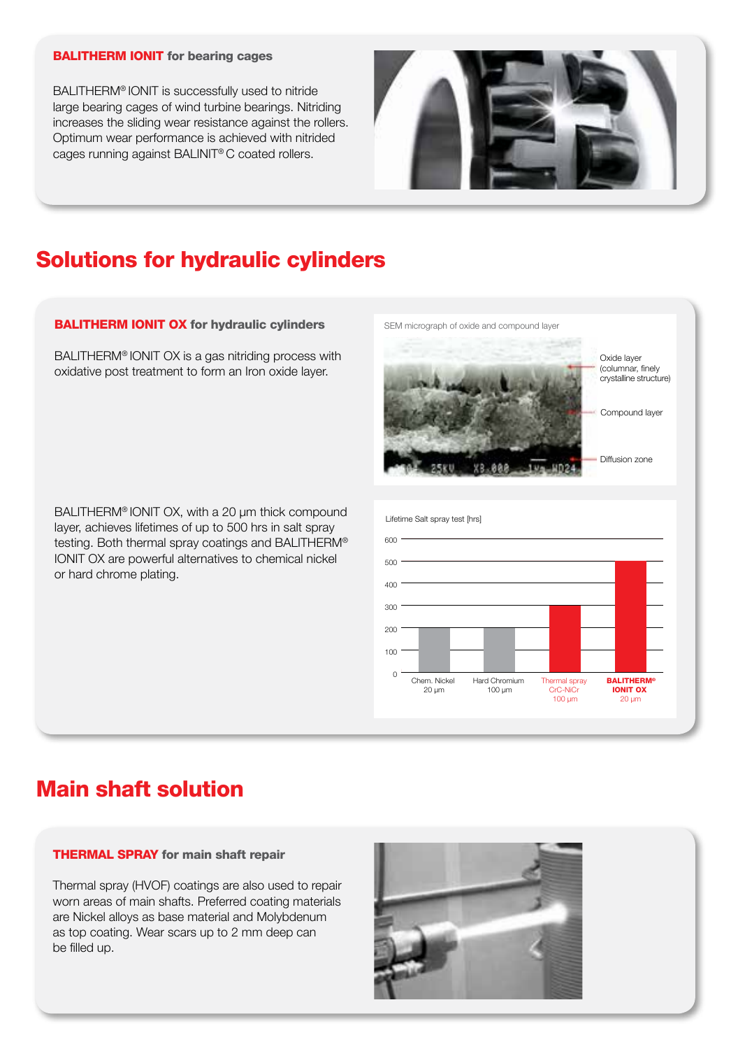### **BALITHERM IONIT** for bearing cages

BALITHERM® IONIT is successfully used to nitride large bearing cages of wind turbine bearings. Nitriding increases the sliding wear resistance against the rollers. Optimum wear performance is achieved with nitrided cages running against BALINIT® C coated rollers.

## Solutions for hydraulic cylinders

### **BALITHERM IONIT OX** for hydraulic cylinders

BALITHERM® IONIT OX is a gas nitriding process with oxidative post treatment to form an Iron oxide layer.

SEM micrograph of oxide and compound layer

- Oxide layer (columnar, finely crystalline structure)
- Compound layer
- Diffusion zone

BALITHERM® IONIT OX, with a 20 µm thick compound layer, achieves lifetimes of up to 500 hrs in salt spray testing. Both thermal spray coatings and BALITHERM® IONIT OX are powerful alternatives to chemical nickel or hard chrome plating.

Lifetime Salt spray test [hrs]

| Coating | Lifetime [hrs] |
|---|---|
| Chem. Nickel 20 µm | 200 |
| Hard Chromium 100 µm | 200 |
| Thermal spray CrC-NiCr 100 µm | 300 |
| BALITHERM® IONIT OX 20 µm | 500 |

## Main shaft solution

### **THERMAL SPRAY** for main shaft repair

Thermal spray (HVOF) coatings are also used to repair worn areas of main shafts. Preferred coating materials are Nickel alloys as base material and Molybdenum as top coating. Wear scars up to 2 mm deep can be filled up.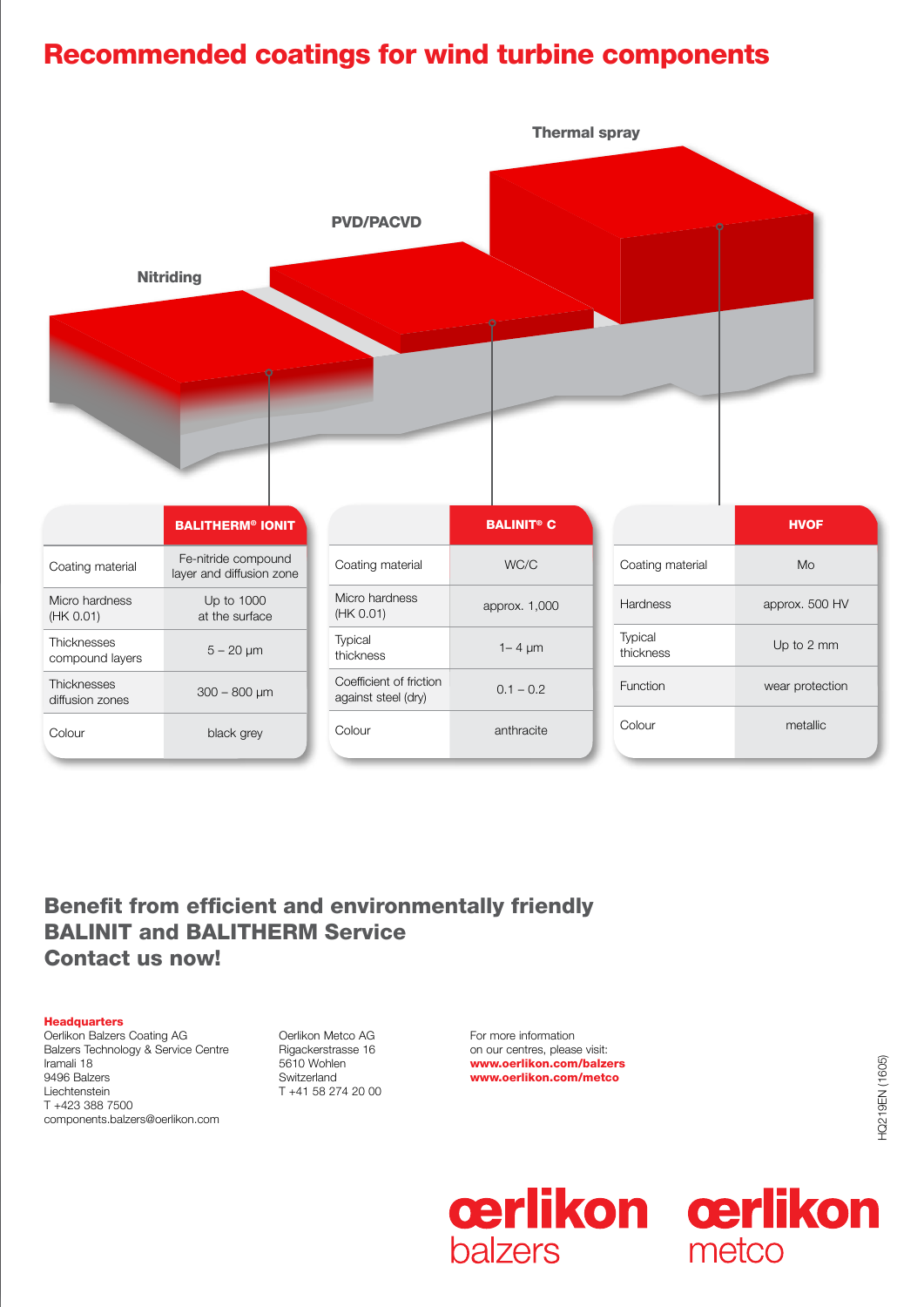# Recommended coatings for wind turbine components

Thermal spray

PVD/PACVD

Nitriding

| | BALITHERM® IONIT |
|---|---|
| Coating material | Fe-nitride compound layer and diffusion zone |
| Micro hardness (HK 0.01) | Up to 1000 at the surface |
| Thicknesses compound layers | 5 – 20 µm |
| Thicknesses diffusion zones | 300 – 800 µm |
| Colour | black grey |

| | BALINIT® C |
|---|---|
| Coating material | WC/C |
| Micro hardness (HK 0.01) | approx. 1,000 |
| Typical thickness | 1– 4 µm |
| Coefficient of friction against steel (dry) | 0.1 – 0.2 |
| Colour | anthracite |

| | HVOF |
|---|---|
| Coating material | Mo |
| Hardness | approx. 500 HV |
| Typical thickness | Up to 2 mm |
| Function | wear protection |
| Colour | metallic |

## Benefit from efficient and environmentally friendly BALINIT and BALITHERM Service Contact us now!

**Headquarters**
Oerlikon Balzers Coating AG
Balzers Technology & Service Centre
Iramali 18
9496 Balzers
Liechtenstein
T +423 388 7500
components.balzers@oerlikon.com

Oerlikon Metco AG
Rigackerstrasse 16
5610 Wohlen
Switzerland
T +41 58 274 20 00

For more information on our centres, please visit:
**www.oerlikon.com/balzers**
**www.oerlikon.com/metco**

HQ219EN (1605)

oerlikon balzers

oerlikon metco